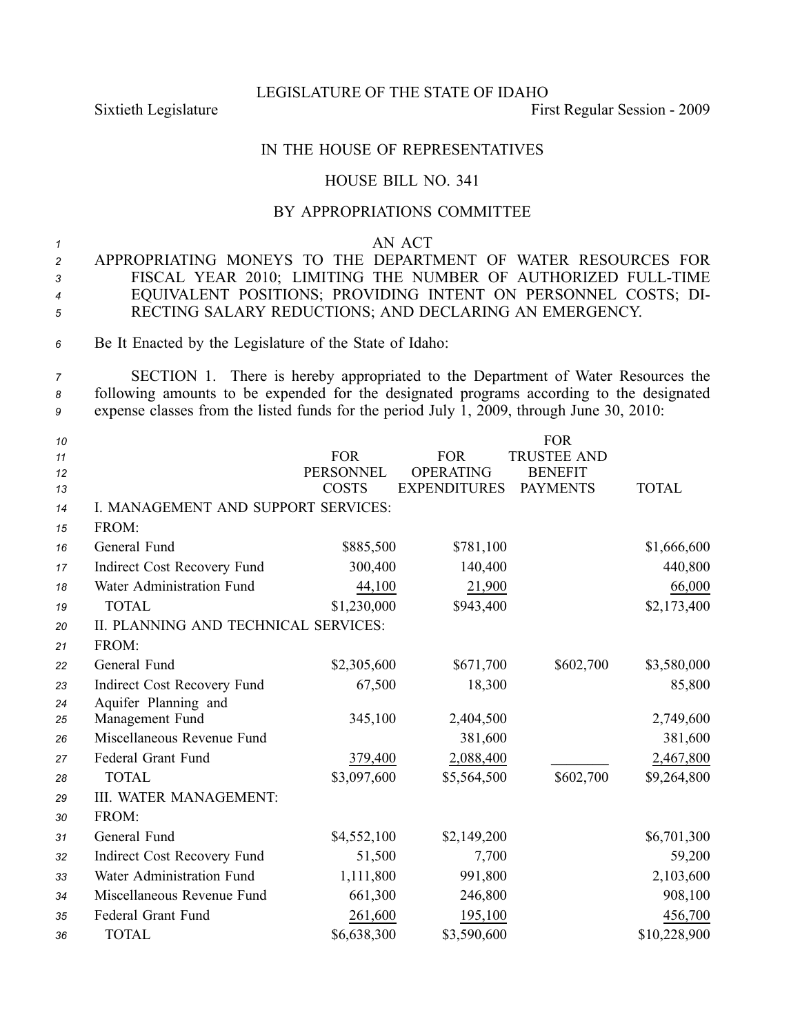LEGISLATURE OF THE STATE OF IDAHO

Sixtieth Legislature First Regular Session - 2009

IN THE HOUSE OF REPRESENTATIVES

HOUSE BILL NO. 341

BY APPROPRIATIONS COMMITTEE

AN ACT

APPROPRIATING MONEYS TO THE DEPARTMENT OF WATER RESOURCES FOR FISCAL YEAR 2010; LIMITING THE NUMBER OF AUTHORIZED FULL-TIME EQUIVALENT POSITIONS; PROVIDING INTENT ON PERSONNEL COSTS; DIRECTING SALARY REDUCTIONS; AND DECLARING AN EMERGENCY.

Be It Enacted by the Legislature of the State of Idaho:

SECTION 1. There is hereby appropriated to the Department of Water Resources the following amounts to be expended for the designated programs according to the designated expense classes from the listed funds for the period July 1, 2009, through June 30, 2010:

| | FOR PERSONNEL COSTS | FOR OPERATING EXPENDITURES | FOR TRUSTEE AND BENEFIT PAYMENTS | TOTAL |
|---|---|---|---|---|
| I. MANAGEMENT AND SUPPORT SERVICES: | | | | |
| FROM: | | | | |
| General Fund | $885,500 | $781,100 | | $1,666,600 |
| Indirect Cost Recovery Fund | 300,400 | 140,400 | | 440,800 |
| Water Administration Fund | 44,100 | 21,900 | | 66,000 |
| TOTAL | $1,230,000 | $943,400 | | $2,173,400 |
| II. PLANNING AND TECHNICAL SERVICES: | | | | |
| FROM: | | | | |
| General Fund | $2,305,600 | $671,700 | $602,700 | $3,580,000 |
| Indirect Cost Recovery Fund | 67,500 | 18,300 | | 85,800 |
| Aquifer Planning and Management Fund | 345,100 | 2,404,500 | | 2,749,600 |
| Miscellaneous Revenue Fund | | 381,600 | | 381,600 |
| Federal Grant Fund | 379,400 | 2,088,400 | | 2,467,800 |
| TOTAL | $3,097,600 | $5,564,500 | $602,700 | $9,264,800 |
| III. WATER MANAGEMENT: | | | | |
| FROM: | | | | |
| General Fund | $4,552,100 | $2,149,200 | | $6,701,300 |
| Indirect Cost Recovery Fund | 51,500 | 7,700 | | 59,200 |
| Water Administration Fund | 1,111,800 | 991,800 | | 2,103,600 |
| Miscellaneous Revenue Fund | 661,300 | 246,800 | | 908,100 |
| Federal Grant Fund | 261,600 | 195,100 | | 456,700 |
| TOTAL | $6,638,300 | $3,590,600 | | $10,228,900 |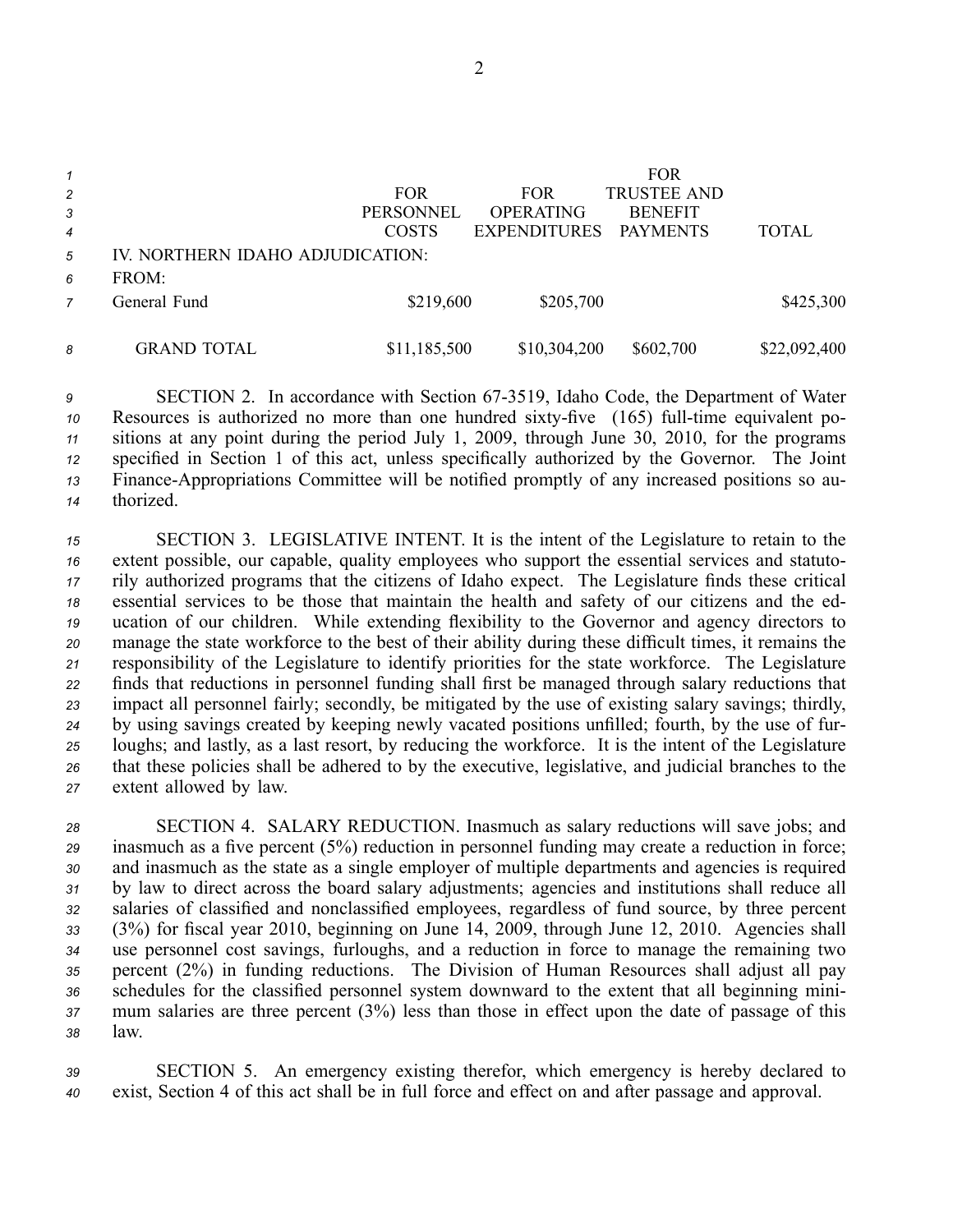| | FOR PERSONNEL COSTS | FOR OPERATING EXPENDITURES | FOR TRUSTEE AND BENEFIT PAYMENTS | TOTAL |
|---|---|---|---|---|
| IV. NORTHERN IDAHO ADJUDICATION: | | | | |
| FROM: | | | | |
| General Fund | $219,600 | $205,700 | | $425,300 |
| GRAND TOTAL | $11,185,500 | $10,304,200 | $602,700 | $22,092,400 |

SECTION 2. In accordance with Section 67-3519, Idaho Code, the Department of Water Resources is authorized no more than one hundred sixty-five (165) full-time equivalent positions at any point during the period July 1, 2009, through June 30, 2010, for the programs specified in Section 1 of this act, unless specifically authorized by the Governor. The Joint Finance-Appropriations Committee will be notified promptly of any increased positions so authorized.

SECTION 3. LEGISLATIVE INTENT. It is the intent of the Legislature to retain to the extent possible, our capable, quality employees who support the essential services and statutorily authorized programs that the citizens of Idaho expect. The Legislature finds these critical essential services to be those that maintain the health and safety of our citizens and the education of our children. While extending flexibility to the Governor and agency directors to manage the state workforce to the best of their ability during these difficult times, it remains the responsibility of the Legislature to identify priorities for the state workforce. The Legislature finds that reductions in personnel funding shall first be managed through salary reductions that impact all personnel fairly; secondly, be mitigated by the use of existing salary savings; thirdly, by using savings created by keeping newly vacated positions unfilled; fourth, by the use of furloughs; and lastly, as a last resort, by reducing the workforce. It is the intent of the Legislature that these policies shall be adhered to by the executive, legislative, and judicial branches to the extent allowed by law.

SECTION 4. SALARY REDUCTION. Inasmuch as salary reductions will save jobs; and inasmuch as a five percent (5%) reduction in personnel funding may create a reduction in force; and inasmuch as the state as a single employer of multiple departments and agencies is required by law to direct across the board salary adjustments; agencies and institutions shall reduce all salaries of classified and nonclassified employees, regardless of fund source, by three percent (3%) for fiscal year 2010, beginning on June 14, 2009, through June 12, 2010. Agencies shall use personnel cost savings, furloughs, and a reduction in force to manage the remaining two percent (2%) in funding reductions. The Division of Human Resources shall adjust all pay schedules for the classified personnel system downward to the extent that all beginning minimum salaries are three percent (3%) less than those in effect upon the date of passage of this law.

SECTION 5. An emergency existing therefor, which emergency is hereby declared to exist, Section 4 of this act shall be in full force and effect on and after passage and approval.